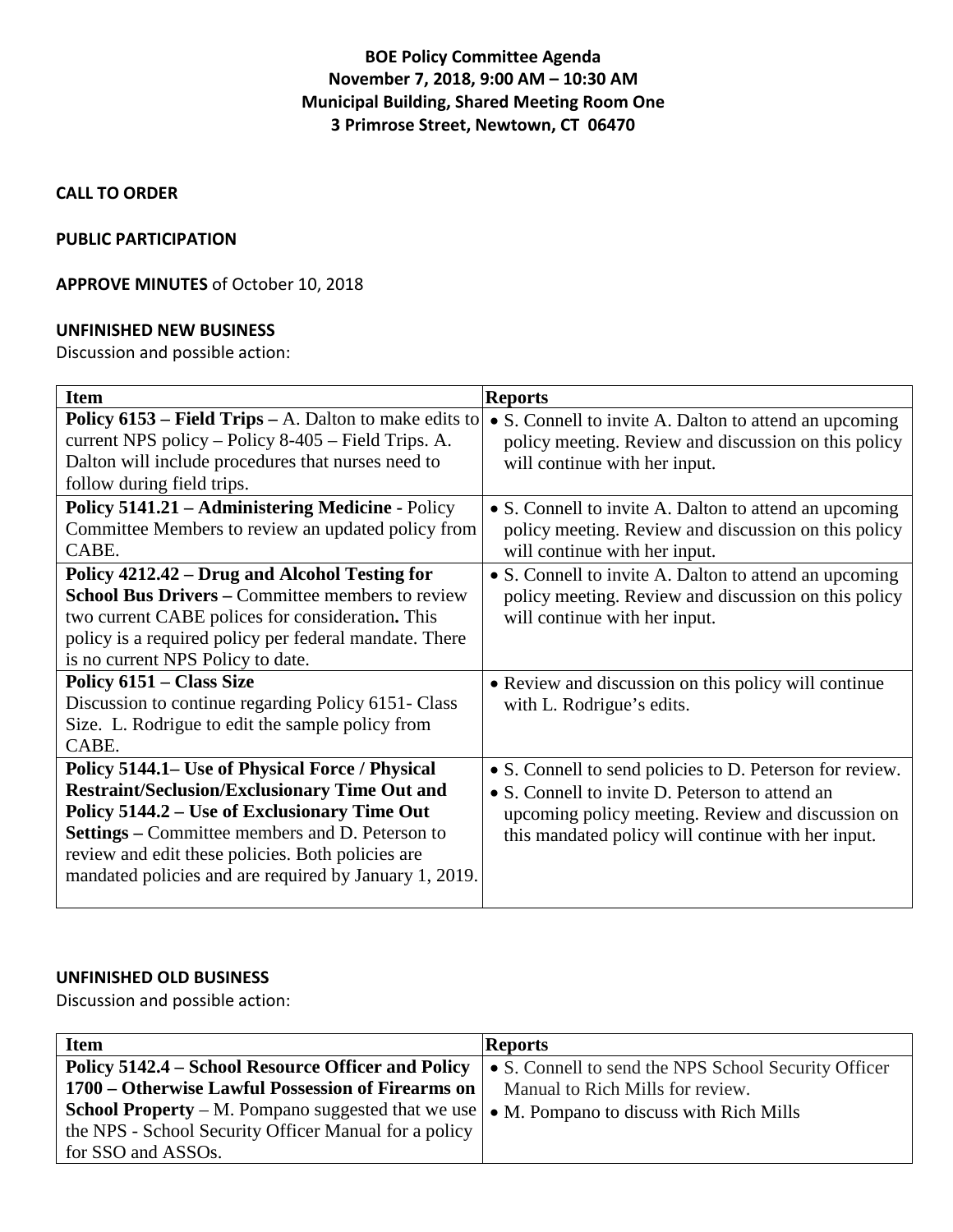# BOE Policy Committee Agenda
## November 7, 2018, 9:00 AM – 10:30 AM
## Municipal Building, Shared Meeting Room One
## 3 Primrose Street, Newtown, CT 06470

**CALL TO ORDER**

**PUBLIC PARTICIPATION**

**APPROVE MINUTES** of October 10, 2018

**UNFINISHED NEW BUSINESS**

Discussion and possible action:

| Item | Reports |
|---|---|
| **Policy 6153 – Field Trips –** A. Dalton to make edits to current NPS policy – Policy 8-405 – Field Trips. A. Dalton will include procedures that nurses need to follow during field trips. | • S. Connell to invite A. Dalton to attend an upcoming policy meeting. Review and discussion on this policy will continue with her input. |
| **Policy 5141.21 – Administering Medicine -** Policy Committee Members to review an updated policy from CABE. | • S. Connell to invite A. Dalton to attend an upcoming policy meeting. Review and discussion on this policy will continue with her input. |
| **Policy 4212.42 – Drug and Alcohol Testing for School Bus Drivers –** Committee members to review two current CABE polices for consideration**.** This policy is a required policy per federal mandate. There is no current NPS Policy to date. | • S. Connell to invite A. Dalton to attend an upcoming policy meeting. Review and discussion on this policy will continue with her input. |
| **Policy 6151 – Class Size** Discussion to continue regarding Policy 6151- Class Size. L. Rodrigue to edit the sample policy from CABE. | • Review and discussion on this policy will continue with L. Rodrigue's edits. |
| **Policy 5144.1– Use of Physical Force / Physical Restraint/Seclusion/Exclusionary Time Out and Policy 5144.2 – Use of Exclusionary Time Out Settings –** Committee members and D. Peterson to review and edit these policies. Both policies are mandated policies and are required by January 1, 2019. | • S. Connell to send policies to D. Peterson for review. • S. Connell to invite D. Peterson to attend an upcoming policy meeting. Review and discussion on this mandated policy will continue with her input. |

**UNFINISHED OLD BUSINESS**

Discussion and possible action:

| Item | Reports |
|---|---|
| **Policy 5142.4 – School Resource Officer and Policy 1700 – Otherwise Lawful Possession of Firearms on School Property** – M. Pompano suggested that we use the NPS - School Security Officer Manual for a policy for SSO and ASSOs. | • S. Connell to send the NPS School Security Officer Manual to Rich Mills for review. • M. Pompano to discuss with Rich Mills |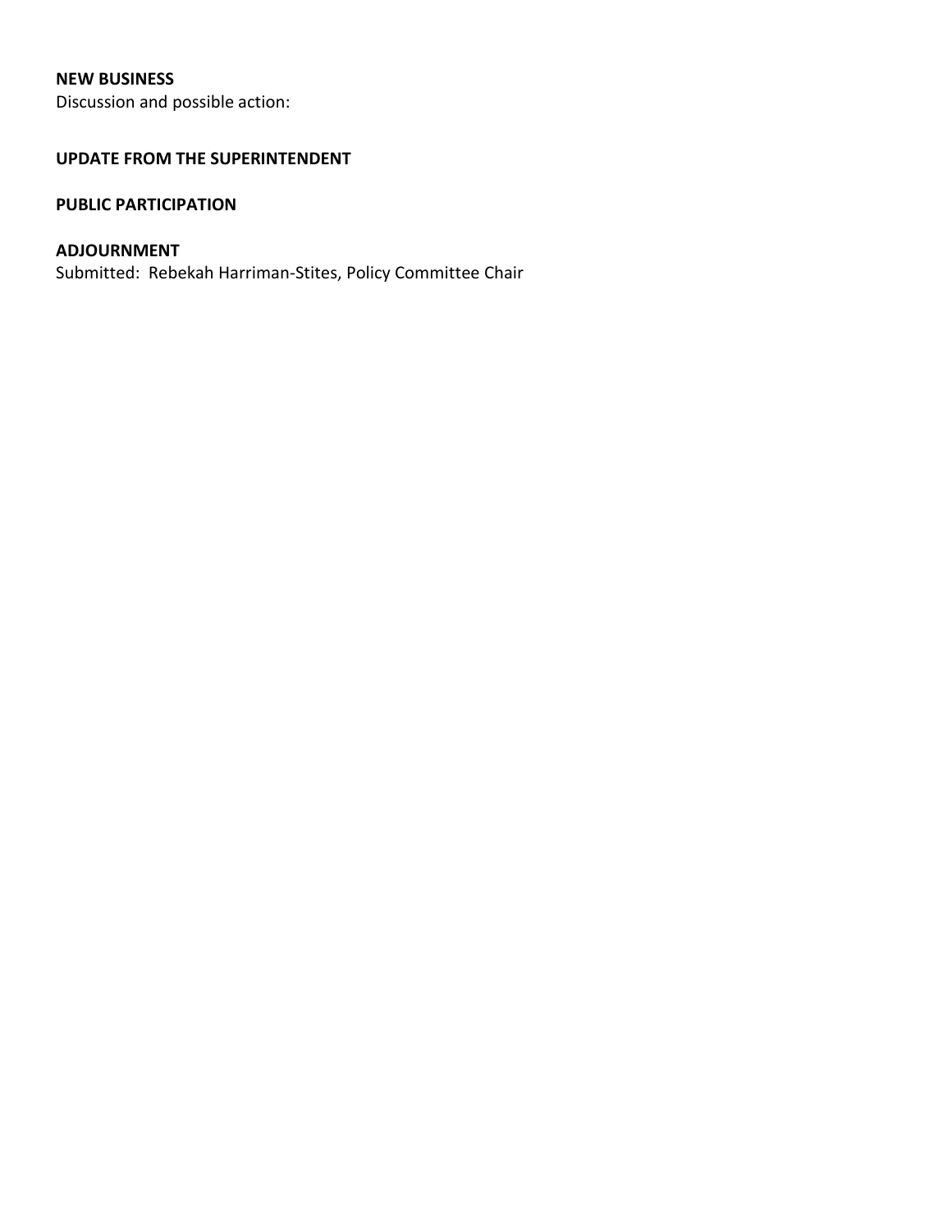**NEW BUSINESS**

Discussion and possible action:

**UPDATE FROM THE SUPERINTENDENT**

**PUBLIC PARTICIPATION**

**ADJOURNMENT**

Submitted: Rebekah Harriman-Stites, Policy Committee Chair